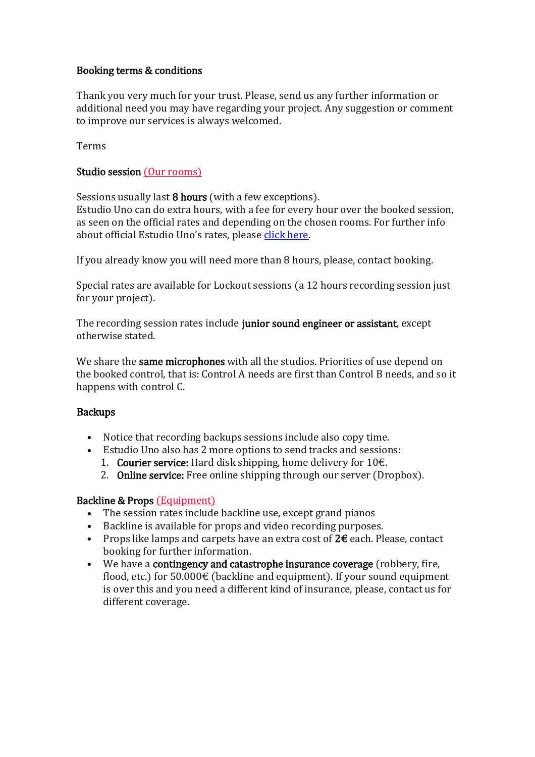# Booking terms & conditions

Thank you very much for your trust. Please, send us any further information or additional need you may have regarding your project. Any suggestion or comment to improve our services is always welcomed.

Terms

## Studio session (Our rooms)

Sessions usually last **8 hours** (with a few exceptions).
Estudio Uno can do extra hours, with a fee for every hour over the booked session, as seen on the official rates and depending on the chosen rooms. For further info about official Estudio Uno's rates, please click here.

If you already know you will need more than 8 hours, please, contact booking.

Special rates are available for Lockout sessions (a 12 hours recording session just for your project).

The recording session rates include **junior sound engineer or assistant**, except otherwise stated.

We share the **same microphones** with all the studios. Priorities of use depend on the booked control, that is: Control A needs are first than Control B needs, and so it happens with control C.

## Backups

- Notice that recording backups sessions include also copy time.
- Estudio Uno also has 2 more options to send tracks and sessions:
  1. **Courier service:** Hard disk shipping, home delivery for 10€.
  2. **Online service:** Free online shipping through our server (Dropbox).

## Backline & Props (Equipment)

- The session rates include backline use, except grand pianos
- Backline is available for props and video recording purposes.
- Props like lamps and carpets have an extra cost of **2€** each. Please, contact booking for further information.
- We have a **contingency and catastrophe insurance coverage** (robbery, fire, flood, etc.) for 50.000€ (backline and equipment). If your sound equipment is over this and you need a different kind of insurance, please, contact us for different coverage.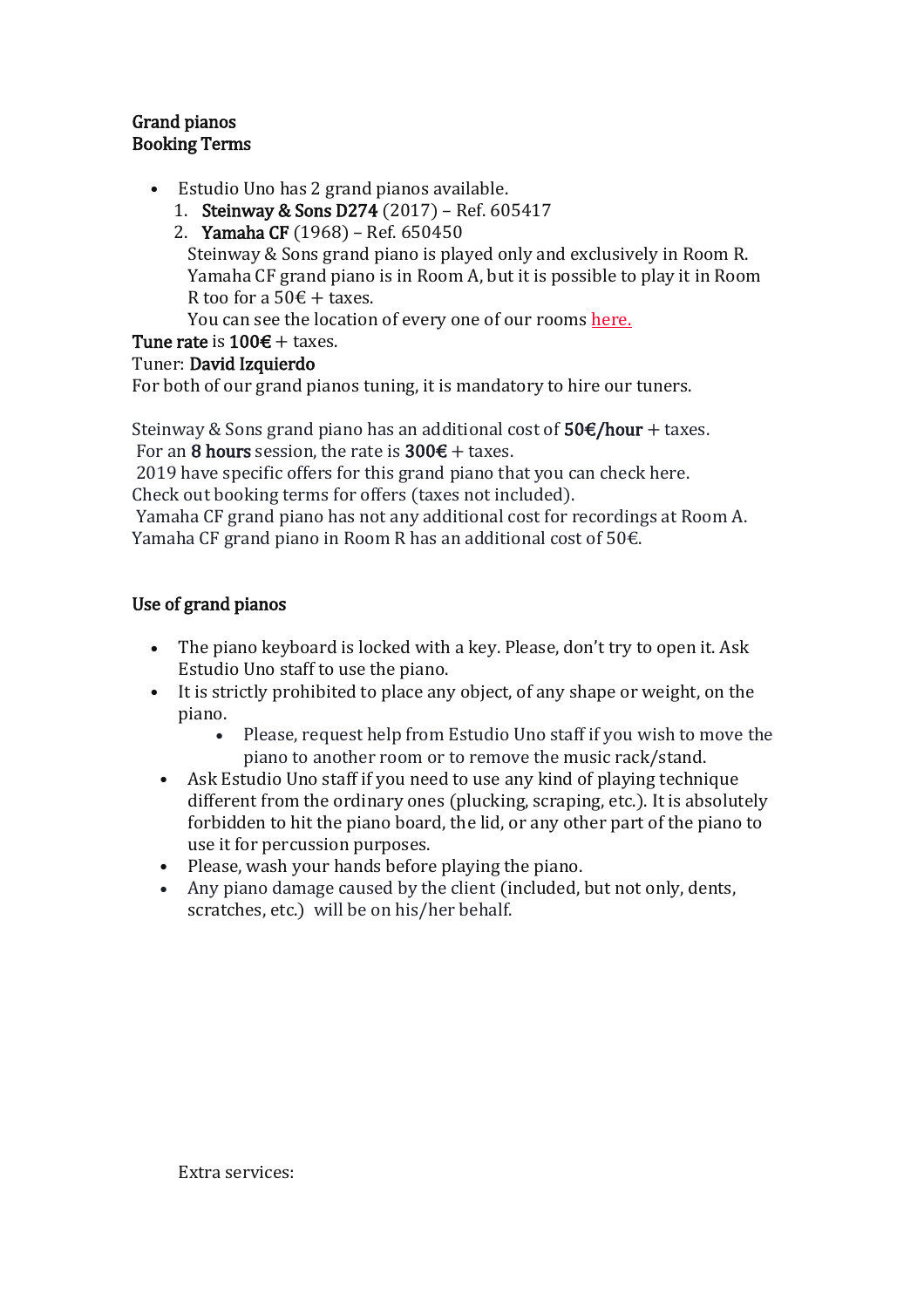**Grand pianos**
**Booking Terms**

- Estudio Uno has 2 grand pianos available.
  1. **Steinway & Sons D274** (2017) – Ref. 605417
  2. **Yamaha CF** (1968) – Ref. 650450

  Steinway & Sons grand piano is played only and exclusively in Room R. Yamaha CF grand piano is in Room A, but it is possible to play it in Room R too for a 50€ + taxes.
  You can see the location of every one of our rooms [here.]

**Tune rate** is **100€** + taxes.
Tuner: **David Izquierdo**
For both of our grand pianos tuning, it is mandatory to hire our tuners.

Steinway & Sons grand piano has an additional cost of **50€/hour** + taxes.
For an **8 hours** session, the rate is **300€** + taxes.
2019 have specific offers for this grand piano that you can check here.
Check out booking terms for offers (taxes not included).
Yamaha CF grand piano has not any additional cost for recordings at Room A.
Yamaha CF grand piano in Room R has an additional cost of 50€.

**Use of grand pianos**

- The piano keyboard is locked with a key. Please, don't try to open it. Ask Estudio Uno staff to use the piano.
- It is strictly prohibited to place any object, of any shape or weight, on the piano.
  - Please, request help from Estudio Uno staff if you wish to move the piano to another room or to remove the music rack/stand.
- Ask Estudio Uno staff if you need to use any kind of playing technique different from the ordinary ones (plucking, scraping, etc.). It is absolutely forbidden to hit the piano board, the lid, or any other part of the piano to use it for percussion purposes.
- Please, wash your hands before playing the piano.
- Any piano damage caused by the client (included, but not only, dents, scratches, etc.) will be on his/her behalf.

Extra services: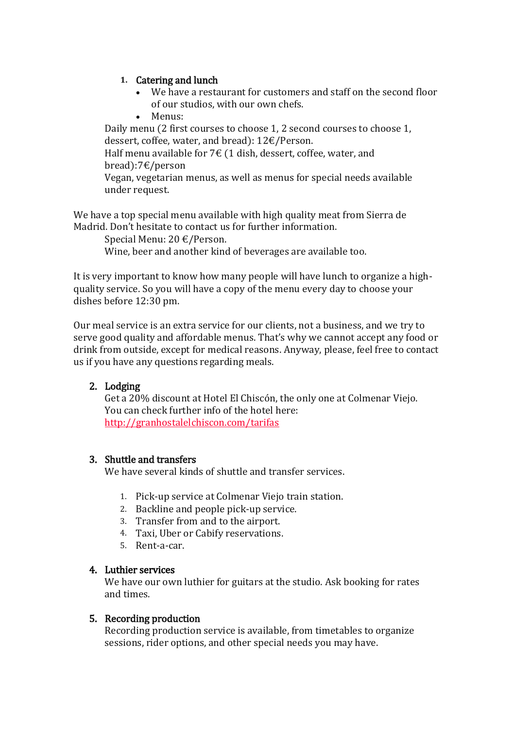1. **Catering and lunch**
   - We have a restaurant for customers and staff on the second floor of our studios, with our own chefs.
   - Menus:

   Daily menu (2 first courses to choose 1, 2 second courses to choose 1, dessert, coffee, water, and bread): 12€/Person.
   Half menu available for 7€ (1 dish, dessert, coffee, water, and bread):7€/person
   Vegan, vegetarian menus, as well as menus for special needs available under request.

We have a top special menu available with high quality meat from Sierra de Madrid. Don't hesitate to contact us for further information.

Special Menu: 20 €/Person.
Wine, beer and another kind of beverages are available too.

It is very important to know how many people will have lunch to organize a high-quality service. So you will have a copy of the menu every day to choose your dishes before 12:30 pm.

Our meal service is an extra service for our clients, not a business, and we try to serve good quality and affordable menus. That's why we cannot accept any food or drink from outside, except for medical reasons. Anyway, please, feel free to contact us if you have any questions regarding meals.

2. **Lodging**

   Get a 20% discount at Hotel El Chiscón, the only one at Colmenar Viejo. You can check further info of the hotel here: [http://granhostalelchiscon.com/tarifas](http://granhostalelchiscon.com/tarifas)

3. **Shuttle and transfers**

   We have several kinds of shuttle and transfer services.

   1. Pick-up service at Colmenar Viejo train station.
   2. Backline and people pick-up service.
   3. Transfer from and to the airport.
   4. Taxi, Uber or Cabify reservations.
   5. Rent-a-car.

4. **Luthier services**

   We have our own luthier for guitars at the studio. Ask booking for rates and times.

5. **Recording production**

   Recording production service is available, from timetables to organize sessions, rider options, and other special needs you may have.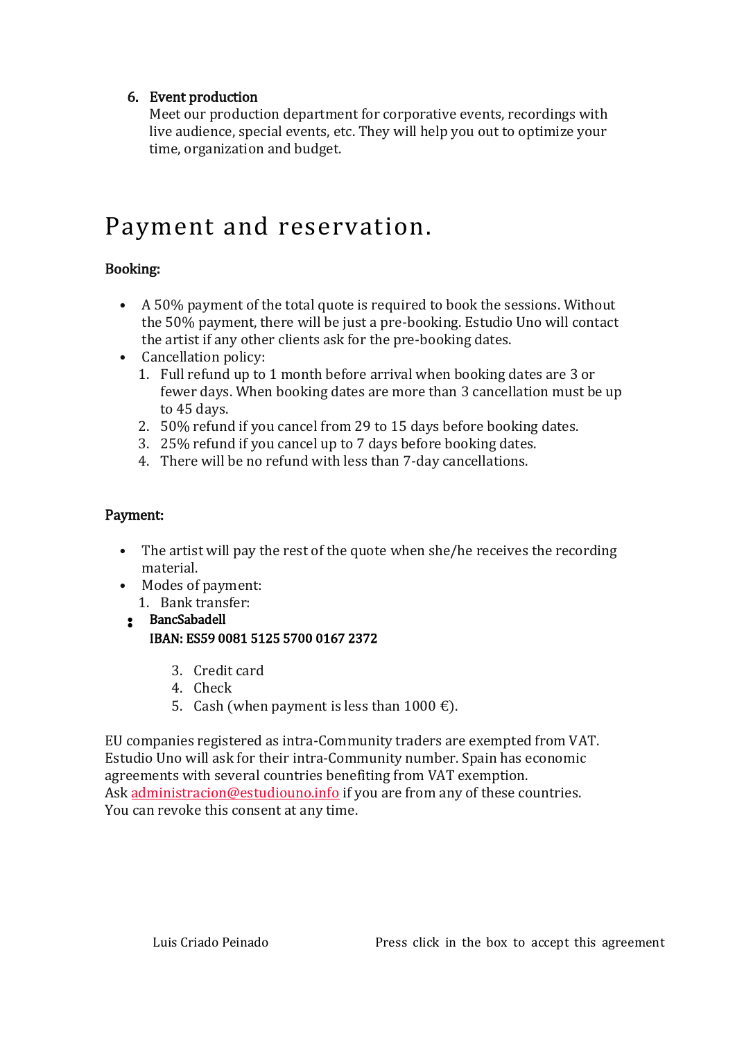6. **Event production**
   Meet our production department for corporative events, recordings with live audience, special events, etc. They will help you out to optimize your time, organization and budget.

# Payment and reservation.

**Booking:**

- A 50% payment of the total quote is required to book the sessions. Without the 50% payment, there will be just a pre-booking. Estudio Uno will contact the artist if any other clients ask for the pre-booking dates.
- Cancellation policy:
  1. Full refund up to 1 month before arrival when booking dates are 3 or fewer days. When booking dates are more than 3 cancellation must be up to 45 days.
  2. 50% refund if you cancel from 29 to 15 days before booking dates.
  3. 25% refund if you cancel up to 7 days before booking dates.
  4. There will be no refund with less than 7-day cancellations.

**Payment:**

- The artist will pay the rest of the quote when she/he receives the recording material.
- Modes of payment:
  1. Bank transfer:
- **BancSabadell**
  **IBAN: ES59 0081 5125 5700 0167 2372**

  3. Credit card
  4. Check
  5. Cash (when payment is less than 1000 €).

EU companies registered as intra-Community traders are exempted from VAT. Estudio Uno will ask for their intra-Community number. Spain has economic agreements with several countries benefiting from VAT exemption.
Ask administracion@estudiouno.info if you are from any of these countries.
You can revoke this consent at any time.

Luis Criado Peinado Press click in the box to accept this agreement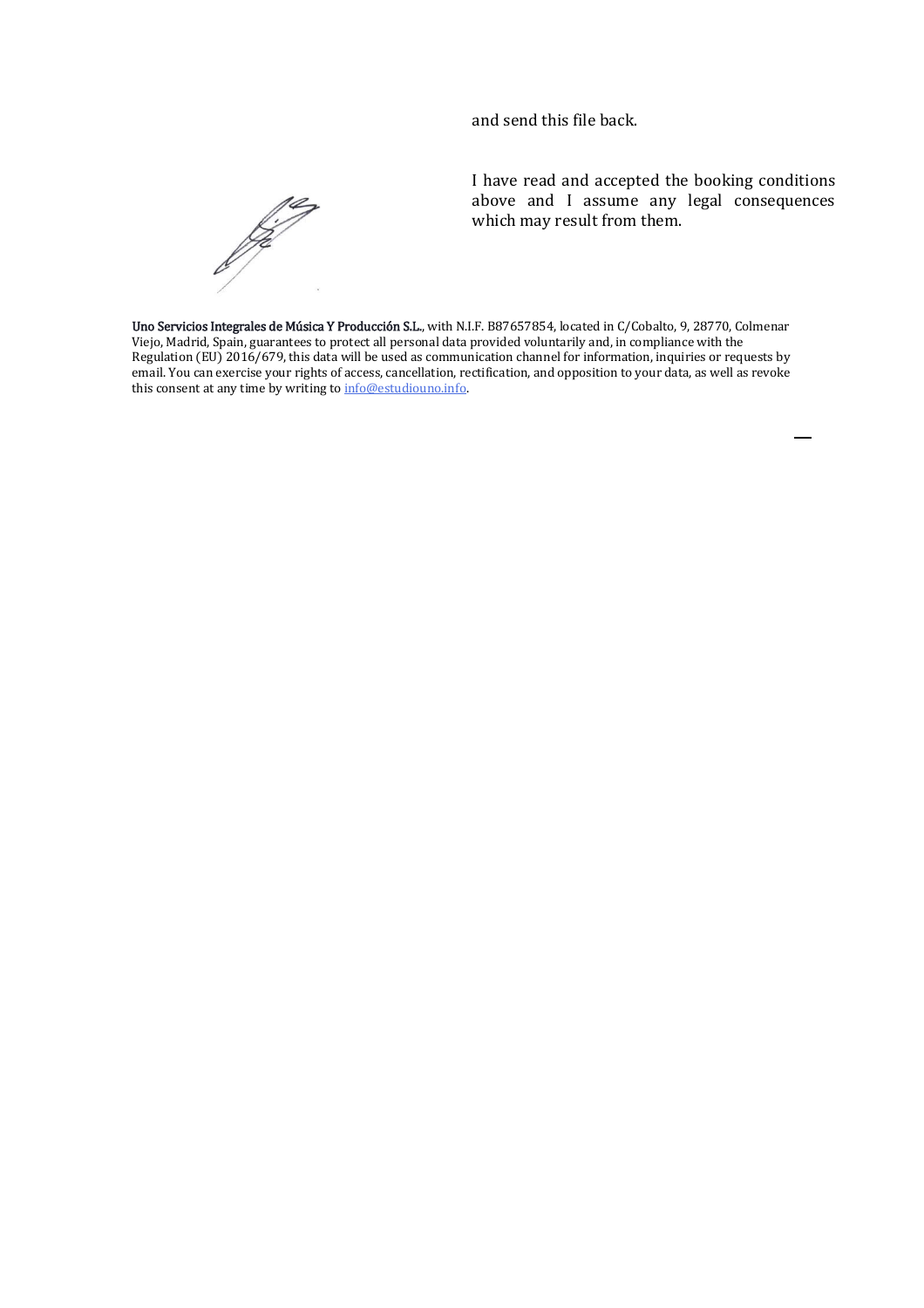and send this file back.

I have read and accepted the booking conditions above and I assume any legal consequences which may result from them.

**Uno Servicios Integrales de Música Y Producción S.L.**, with N.I.F. B87657854, located in C/Cobalto, 9, 28770, Colmenar Viejo, Madrid, Spain, guarantees to protect all personal data provided voluntarily and, in compliance with the Regulation (EU) 2016/679, this data will be used as communication channel for information, inquiries or requests by email. You can exercise your rights of access, cancellation, rectification, and opposition to your data, as well as revoke this consent at any time by writing to info@estudiouno.info.